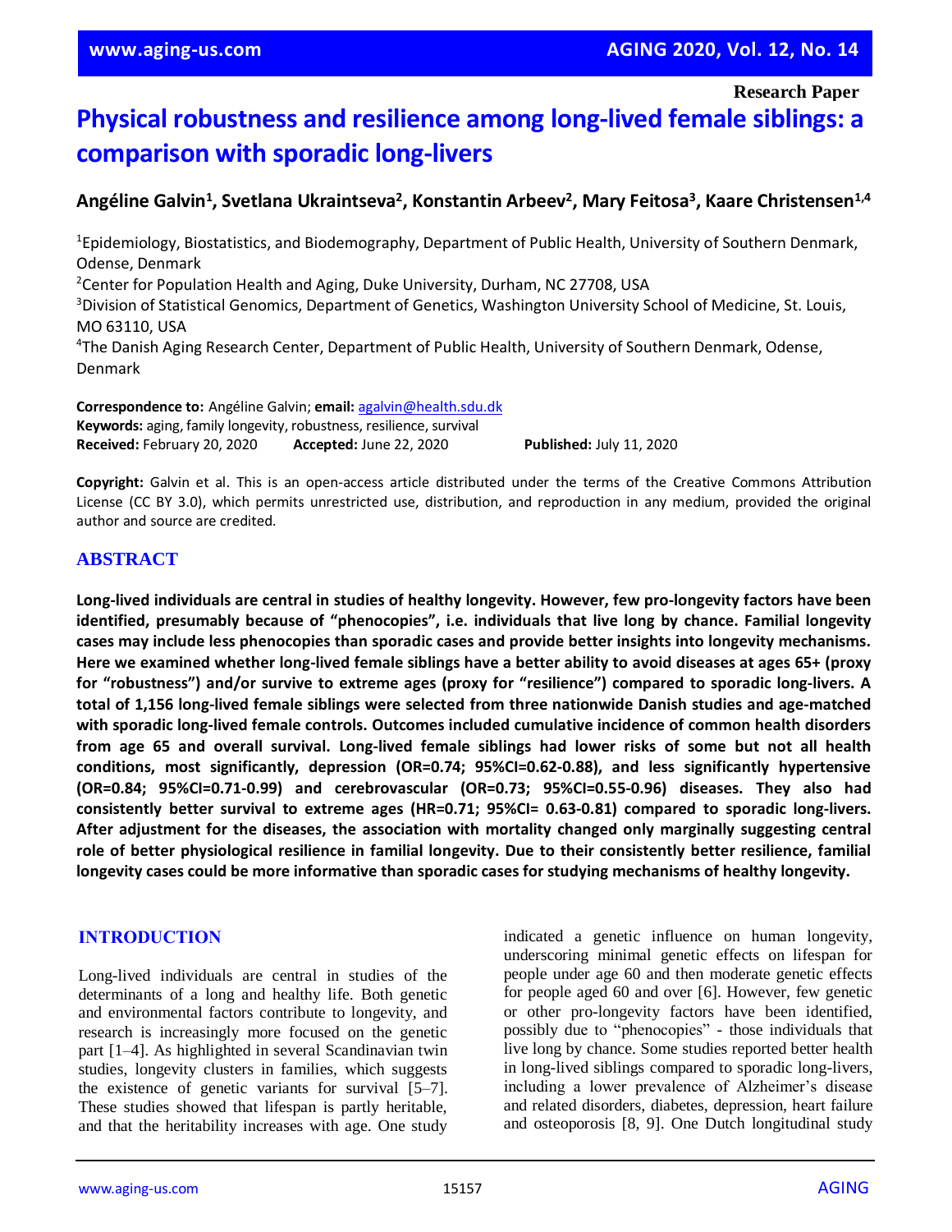**Research Paper**

# Physical robustness and resilience among long-lived female siblings: a comparison with sporadic long-livers

**Angéline Galvin[1], Svetlana Ukraintseva[2], Konstantin Arbeev[2], Mary Feitosa[3], Kaare Christensen[1,4]**

[1]Epidemiology, Biostatistics, and Biodemography, Department of Public Health, University of Southern Denmark, Odense, Denmark
[2]Center for Population Health and Aging, Duke University, Durham, NC 27708, USA
[3]Division of Statistical Genomics, Department of Genetics, Washington University School of Medicine, St. Louis, MO 63110, USA
[4]The Danish Aging Research Center, Department of Public Health, University of Southern Denmark, Odense, Denmark

**Correspondence to:** Angéline Galvin; **email:** agalvin@health.sdu.dk
**Keywords:** aging, family longevity, robustness, resilience, survival
**Received:** February 20, 2020 **Accepted:** June 22, 2020 **Published:** July 11, 2020

**Copyright:** Galvin et al. This is an open-access article distributed under the terms of the Creative Commons Attribution License (CC BY 3.0), which permits unrestricted use, distribution, and reproduction in any medium, provided the original author and source are credited.

## ABSTRACT

**Long-lived individuals are central in studies of healthy longevity. However, few pro-longevity factors have been identified, presumably because of "phenocopies", i.e. individuals that live long by chance. Familial longevity cases may include less phenocopies than sporadic cases and provide better insights into longevity mechanisms. Here we examined whether long-lived female siblings have a better ability to avoid diseases at ages 65+ (proxy for "robustness") and/or survive to extreme ages (proxy for "resilience") compared to sporadic long-livers. A total of 1,156 long-lived female siblings were selected from three nationwide Danish studies and age-matched with sporadic long-lived female controls. Outcomes included cumulative incidence of common health disorders from age 65 and overall survival. Long-lived female siblings had lower risks of some but not all health conditions, most significantly, depression (OR=0.74; 95%CI=0.62-0.88), and less significantly hypertensive (OR=0.84; 95%CI=0.71-0.99) and cerebrovascular (OR=0.73; 95%CI=0.55-0.96) diseases. They also had consistently better survival to extreme ages (HR=0.71; 95%CI= 0.63-0.81) compared to sporadic long-livers. After adjustment for the diseases, the association with mortality changed only marginally suggesting central role of better physiological resilience in familial longevity. Due to their consistently better resilience, familial longevity cases could be more informative than sporadic cases for studying mechanisms of healthy longevity.**

## INTRODUCTION

Long-lived individuals are central in studies of the determinants of a long and healthy life. Both genetic and environmental factors contribute to longevity, and research is increasingly more focused on the genetic part [1–4]. As highlighted in several Scandinavian twin studies, longevity clusters in families, which suggests the existence of genetic variants for survival [5–7]. These studies showed that lifespan is partly heritable, and that the heritability increases with age. One study indicated a genetic influence on human longevity, underscoring minimal genetic effects on lifespan for people under age 60 and then moderate genetic effects for people aged 60 and over [6]. However, few genetic or other pro-longevity factors have been identified, possibly due to "phenocopies" - those individuals that live long by chance. Some studies reported better health in long-lived siblings compared to sporadic long-livers, including a lower prevalence of Alzheimer's disease and related disorders, diabetes, depression, heart failure and osteoporosis [8, 9]. One Dutch longitudinal study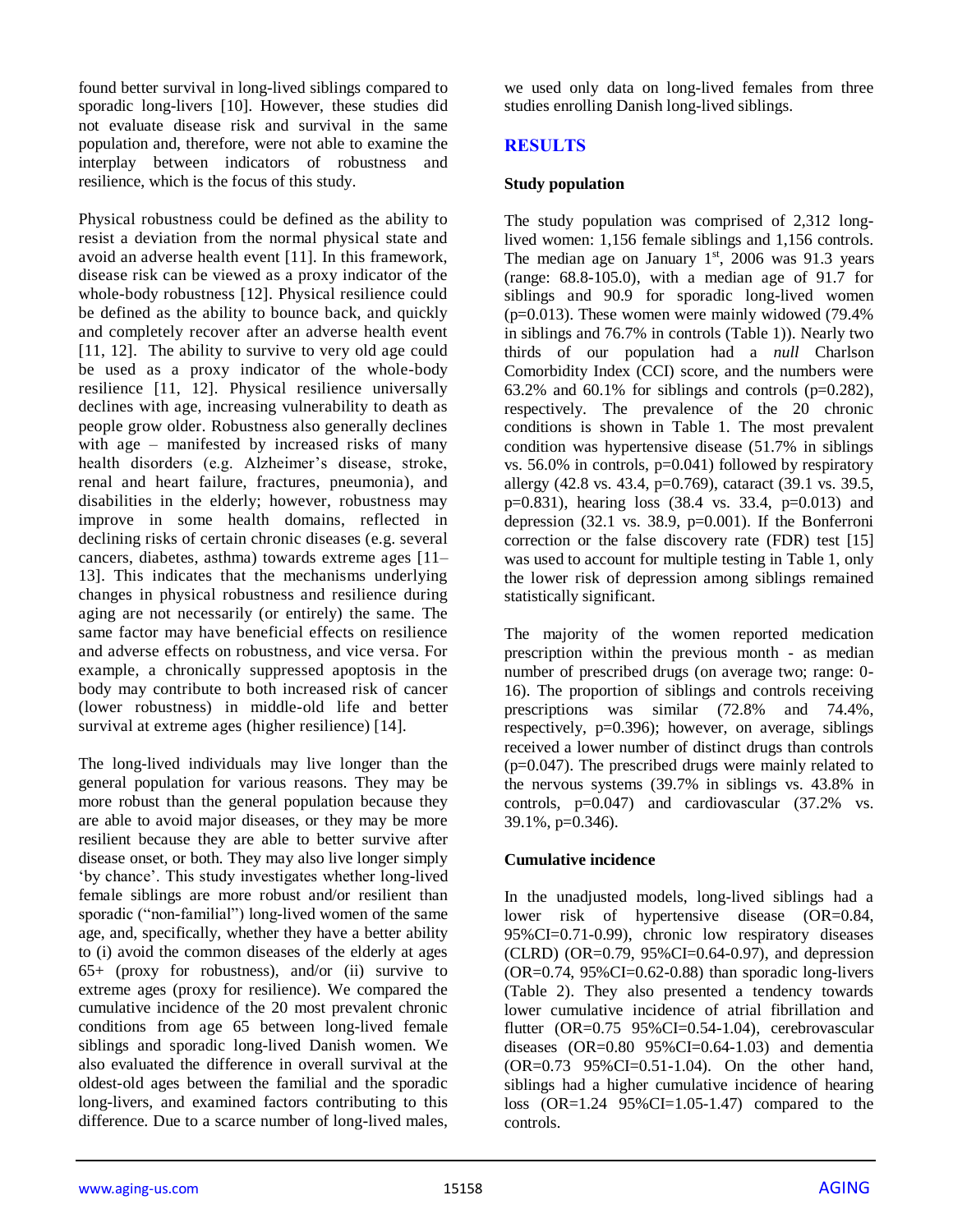found better survival in long-lived siblings compared to sporadic long-livers [10]. However, these studies did not evaluate disease risk and survival in the same population and, therefore, were not able to examine the interplay between indicators of robustness and resilience, which is the focus of this study.

Physical robustness could be defined as the ability to resist a deviation from the normal physical state and avoid an adverse health event [11]. In this framework, disease risk can be viewed as a proxy indicator of the whole-body robustness [12]. Physical resilience could be defined as the ability to bounce back, and quickly and completely recover after an adverse health event [11, 12]. The ability to survive to very old age could be used as a proxy indicator of the whole-body resilience [11, 12]. Physical resilience universally declines with age, increasing vulnerability to death as people grow older. Robustness also generally declines with age – manifested by increased risks of many health disorders (e.g. Alzheimer's disease, stroke, renal and heart failure, fractures, pneumonia), and disabilities in the elderly; however, robustness may improve in some health domains, reflected in declining risks of certain chronic diseases (e.g. several cancers, diabetes, asthma) towards extreme ages [11–13]. This indicates that the mechanisms underlying changes in physical robustness and resilience during aging are not necessarily (or entirely) the same. The same factor may have beneficial effects on resilience and adverse effects on robustness, and vice versa. For example, a chronically suppressed apoptosis in the body may contribute to both increased risk of cancer (lower robustness) in middle-old life and better survival at extreme ages (higher resilience) [14].

The long-lived individuals may live longer than the general population for various reasons. They may be more robust than the general population because they are able to avoid major diseases, or they may be more resilient because they are able to better survive after disease onset, or both. They may also live longer simply 'by chance'. This study investigates whether long-lived female siblings are more robust and/or resilient than sporadic ("non-familial") long-lived women of the same age, and, specifically, whether they have a better ability to (i) avoid the common diseases of the elderly at ages 65+ (proxy for robustness), and/or (ii) survive to extreme ages (proxy for resilience). We compared the cumulative incidence of the 20 most prevalent chronic conditions from age 65 between long-lived female siblings and sporadic long-lived Danish women. We also evaluated the difference in overall survival at the oldest-old ages between the familial and the sporadic long-livers, and examined factors contributing to this difference. Due to a scarce number of long-lived males, we used only data on long-lived females from three studies enrolling Danish long-lived siblings.

## RESULTS

### Study population

The study population was comprised of 2,312 long-lived women: 1,156 female siblings and 1,156 controls. The median age on January 1st, 2006 was 91.3 years (range: 68.8-105.0), with a median age of 91.7 for siblings and 90.9 for sporadic long-lived women (p=0.013). These women were mainly widowed (79.4% in siblings and 76.7% in controls (Table 1)). Nearly two thirds of our population had a *null* Charlson Comorbidity Index (CCI) score, and the numbers were 63.2% and 60.1% for siblings and controls (p=0.282), respectively. The prevalence of the 20 chronic conditions is shown in Table 1. The most prevalent condition was hypertensive disease (51.7% in siblings vs. 56.0% in controls, p=0.041) followed by respiratory allergy (42.8 vs. 43.4, p=0.769), cataract (39.1 vs. 39.5, p=0.831), hearing loss (38.4 vs. 33.4, p=0.013) and depression (32.1 vs. 38.9, p=0.001). If the Bonferroni correction or the false discovery rate (FDR) test [15] was used to account for multiple testing in Table 1, only the lower risk of depression among siblings remained statistically significant.

The majority of the women reported medication prescription within the previous month - as median number of prescribed drugs (on average two; range: 0-16). The proportion of siblings and controls receiving prescriptions was similar (72.8% and 74.4%, respectively, p=0.396); however, on average, siblings received a lower number of distinct drugs than controls (p=0.047). The prescribed drugs were mainly related to the nervous systems (39.7% in siblings vs. 43.8% in controls, p=0.047) and cardiovascular (37.2% vs. 39.1%, p=0.346).

### Cumulative incidence

In the unadjusted models, long-lived siblings had a lower risk of hypertensive disease (OR=0.84, 95%CI=0.71-0.99), chronic low respiratory diseases (CLRD) (OR=0.79, 95%CI=0.64-0.97), and depression (OR=0.74, 95%CI=0.62-0.88) than sporadic long-livers (Table 2). They also presented a tendency towards lower cumulative incidence of atrial fibrillation and flutter (OR=0.75 95%CI=0.54-1.04), cerebrovascular diseases (OR=0.80 95%CI=0.64-1.03) and dementia (OR=0.73 95%CI=0.51-1.04). On the other hand, siblings had a higher cumulative incidence of hearing loss (OR=1.24 95%CI=1.05-1.47) compared to the controls.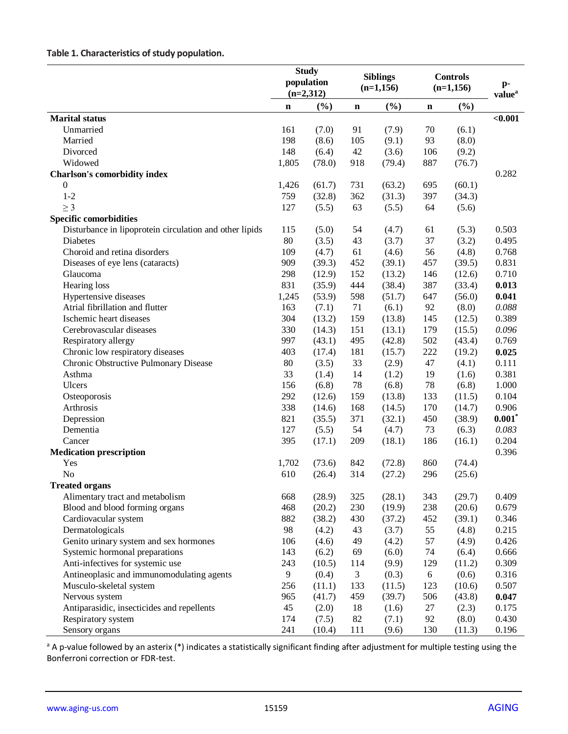**Table 1. Characteristics of study population.**

| | Study population (n=2,312) | | Siblings (n=1,156) | | Controls (n=1,156) | | p-value[a] |
|---|---|---|---|---|---|---|---|
| | n | (%) | n | (%) | n | (%) | |
| **Marital status** | | | | | | | **<0.001** |
| Unmarried | 161 | (7.0) | 91 | (7.9) | 70 | (6.1) | |
| Married | 198 | (8.6) | 105 | (9.1) | 93 | (8.0) | |
| Divorced | 148 | (6.4) | 42 | (3.6) | 106 | (9.2) | |
| Widowed | 1,805 | (78.0) | 918 | (79.4) | 887 | (76.7) | |
| **Charlson's comorbidity index** | | | | | | | 0.282 |
| 0 | 1,426 | (61.7) | 731 | (63.2) | 695 | (60.1) | |
| 1-2 | 759 | (32.8) | 362 | (31.3) | 397 | (34.3) | |
| ≥ 3 | 127 | (5.5) | 63 | (5.5) | 64 | (5.6) | |
| **Specific comorbidities** | | | | | | | |
| Disturbance in lipoprotein circulation and other lipids | 115 | (5.0) | 54 | (4.7) | 61 | (5.3) | 0.503 |
| Diabetes | 80 | (3.5) | 43 | (3.7) | 37 | (3.2) | 0.495 |
| Choroid and retina disorders | 109 | (4.7) | 61 | (4.6) | 56 | (4.8) | 0.768 |
| Diseases of eye lens (cataracts) | 909 | (39.3) | 452 | (39.1) | 457 | (39.5) | 0.831 |
| Glaucoma | 298 | (12.9) | 152 | (13.2) | 146 | (12.6) | 0.710 |
| Hearing loss | 831 | (35.9) | 444 | (38.4) | 387 | (33.4) | **0.013** |
| Hypertensive diseases | 1,245 | (53.9) | 598 | (51.7) | 647 | (56.0) | **0.041** |
| Atrial fibrillation and flutter | 163 | (7.1) | 71 | (6.1) | 92 | (8.0) | *0.088* |
| Ischemic heart diseases | 304 | (13.2) | 159 | (13.8) | 145 | (12.5) | 0.389 |
| Cerebrovascular diseases | 330 | (14.3) | 151 | (13.1) | 179 | (15.5) | *0.096* |
| Respiratory allergy | 997 | (43.1) | 495 | (42.8) | 502 | (43.4) | 0.769 |
| Chronic low respiratory diseases | 403 | (17.4) | 181 | (15.7) | 222 | (19.2) | **0.025** |
| Chronic Obstructive Pulmonary Disease | 80 | (3.5) | 33 | (2.9) | 47 | (4.1) | 0.111 |
| Asthma | 33 | (1.4) | 14 | (1.2) | 19 | (1.6) | 0.381 |
| Ulcers | 156 | (6.8) | 78 | (6.8) | 78 | (6.8) | 1.000 |
| Osteoporosis | 292 | (12.6) | 159 | (13.8) | 133 | (11.5) | 0.104 |
| Arthrosis | 338 | (14.6) | 168 | (14.5) | 170 | (14.7) | 0.906 |
| Depression | 821 | (35.5) | 371 | (32.1) | 450 | (38.9) | **0.001*** |
| Dementia | 127 | (5.5) | 54 | (4.7) | 73 | (6.3) | *0.083* |
| Cancer | 395 | (17.1) | 209 | (18.1) | 186 | (16.1) | 0.204 |
| **Medication prescription** | | | | | | | 0.396 |
| Yes | 1,702 | (73.6) | 842 | (72.8) | 860 | (74.4) | |
| No | 610 | (26.4) | 314 | (27.2) | 296 | (25.6) | |
| **Treated organs** | | | | | | | |
| Alimentary tract and metabolism | 668 | (28.9) | 325 | (28.1) | 343 | (29.7) | 0.409 |
| Blood and blood forming organs | 468 | (20.2) | 230 | (19.9) | 238 | (20.6) | 0.679 |
| Cardiovascular system | 882 | (38.2) | 430 | (37.2) | 452 | (39.1) | 0.346 |
| Dermatologicals | 98 | (4.2) | 43 | (3.7) | 55 | (4.8) | 0.215 |
| Genito urinary system and sex hormones | 106 | (4.6) | 49 | (4.2) | 57 | (4.9) | 0.426 |
| Systemic hormonal preparations | 143 | (6.2) | 69 | (6.0) | 74 | (6.4) | 0.666 |
| Anti-infectives for systemic use | 243 | (10.5) | 114 | (9.9) | 129 | (11.2) | 0.309 |
| Antineoplasic and immunomodulating agents | 9 | (0.4) | 3 | (0.3) | 6 | (0.6) | 0.316 |
| Musculo-skeletal system | 256 | (11.1) | 133 | (11.5) | 123 | (10.6) | 0.507 |
| Nervous system | 965 | (41.7) | 459 | (39.7) | 506 | (43.8) | **0.047** |
| Antiparasidic, insecticides and repellents | 45 | (2.0) | 18 | (1.6) | 27 | (2.3) | 0.175 |
| Respiratory system | 174 | (7.5) | 82 | (7.1) | 92 | (8.0) | 0.430 |
| Sensory organs | 241 | (10.4) | 111 | (9.6) | 130 | (11.3) | 0.196 |

[a] A p-value followed by an asterix (*) indicates a statistically significant finding after adjustment for multiple testing using the Bonferroni correction or FDR-test.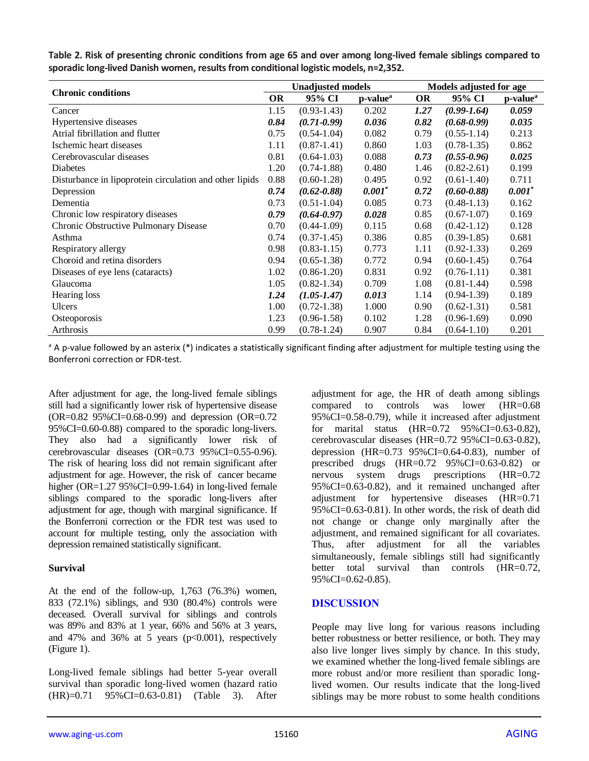**Table 2. Risk of presenting chronic conditions from age 65 and over among long-lived female siblings compared to sporadic long-lived Danish women, results from conditional logistic models, n=2,352.**

| Chronic conditions | Unadjusted models | | | Models adjusted for age | | |
|---|---|---|---|---|---|---|
| | OR | 95% CI | p-value[a] | OR | 95% CI | p-value[a] |
| Cancer | 1.15 | (0.93-1.43) | 0.202 | ***1.27*** | ***(0.99-1.64)*** | ***0.059*** |
| Hypertensive diseases | ***0.84*** | ***(0.71-0.99)*** | ***0.036*** | ***0.82*** | ***(0.68-0.99)*** | ***0.035*** |
| Atrial fibrillation and flutter | 0.75 | (0.54-1.04) | 0.082 | 0.79 | (0.55-1.14) | 0.213 |
| Ischemic heart diseases | 1.11 | (0.87-1.41) | 0.860 | 1.03 | (0.78-1.35) | 0.862 |
| Cerebrovascular diseases | 0.81 | (0.64-1.03) | 0.088 | ***0.73*** | ***(0.55-0.96)*** | ***0.025*** |
| Diabetes | 1.20 | (0.74-1.88) | 0.480 | 1.46 | (0.82-2.61) | 0.199 |
| Disturbance in lipoprotein circulation and other lipids | 0.88 | (0.60-1.28) | 0.495 | 0.92 | (0.61-1.40) | 0.711 |
| Depression | ***0.74*** | ***(0.62-0.88)*** | ***0.001**** | ***0.72*** | ***(0.60-0.88)*** | ***0.001**** |
| Dementia | 0.73 | (0.51-1.04) | 0.085 | 0.73 | (0.48-1.13) | 0.162 |
| Chronic low respiratory diseases | ***0.79*** | ***(0.64-0.97)*** | ***0.028*** | 0.85 | (0.67-1.07) | 0.169 |
| Chronic Obstructive Pulmonary Disease | 0.70 | (0.44-1.09) | 0.115 | 0.68 | (0.42-1.12) | 0.128 |
| Asthma | 0.74 | (0.37-1.45) | 0.386 | 0.85 | (0.39-1.85) | 0.681 |
| Respiratory allergy | 0.98 | (0.83-1.15) | 0.773 | 1.11 | (0.92-1.33) | 0.269 |
| Choroid and retina disorders | 0.94 | (0.65-1.38) | 0.772 | 0.94 | (0.60-1.45) | 0.764 |
| Diseases of eye lens (cataracts) | 1.02 | (0.86-1.20) | 0.831 | 0.92 | (0.76-1.11) | 0.381 |
| Glaucoma | 1.05 | (0.82-1.34) | 0.709 | 1.08 | (0.81-1.44) | 0.598 |
| Hearing loss | ***1.24*** | ***(1.05-1.47)*** | ***0.013*** | 1.14 | (0.94-1.39) | 0.189 |
| Ulcers | 1.00 | (0.72-1.38) | 1.000 | 0.90 | (0.62-1.31) | 0.581 |
| Osteoporosis | 1.23 | (0.96-1.58) | 0.102 | 1.28 | (0.96-1.69) | 0.090 |
| Arthrosis | 0.99 | (0.78-1.24) | 0.907 | 0.84 | (0.64-1.10) | 0.201 |

[a] A p-value followed by an asterix (*) indicates a statistically significant finding after adjustment for multiple testing using the Bonferroni correction or FDR-test.

After adjustment for age, the long-lived female siblings still had a significantly lower risk of hypertensive disease (OR=0.82 95%CI=0.68-0.99) and depression (OR=0.72 95%CI=0.60-0.88) compared to the sporadic long-livers. They also had a significantly lower risk of cerebrovascular diseases (OR=0.73 95%CI=0.55-0.96). The risk of hearing loss did not remain significant after adjustment for age. However, the risk of cancer became higher (OR=1.27 95%CI=0.99-1.64) in long-lived female siblings compared to the sporadic long-livers after adjustment for age, though with marginal significance. If the Bonferroni correction or the FDR test was used to account for multiple testing, only the association with depression remained statistically significant.

### Survival

At the end of the follow-up, 1,763 (76.3%) women, 833 (72.1%) siblings, and 930 (80.4%) controls were deceased. Overall survival for siblings and controls was 89% and 83% at 1 year, 66% and 56% at 3 years, and 47% and 36% at 5 years ($p<0.001$), respectively (Figure 1).

Long-lived female siblings had better 5-year overall survival than sporadic long-lived women (hazard ratio (HR)=0.71 95%CI=0.63-0.81) (Table 3). After adjustment for age, the HR of death among siblings compared to controls was lower (HR=0.68 95%CI=0.58-0.79), while it increased after adjustment for marital status (HR=0.72 95%CI=0.63-0.82), cerebrovascular diseases (HR=0.72 95%CI=0.63-0.82), depression (HR=0.73 95%CI=0.64-0.83), number of prescribed drugs (HR=0.72 95%CI=0.63-0.82) or nervous system drugs prescriptions (HR=0.72 95%CI=0.63-0.82), and it remained unchanged after adjustment for hypertensive diseases (HR=0.71 95%CI=0.63-0.81). In other words, the risk of death did not change or change only marginally after the adjustment, and remained significant for all covariates. Thus, after adjustment for all the variables simultaneously, female siblings still had significantly better total survival than controls (HR=0.72, 95%CI=0.62-0.85).

## DISCUSSION

People may live long for various reasons including better robustness or better resilience, or both. They may also live longer lives simply by chance. In this study, we examined whether the long-lived female siblings are more robust and/or more resilient than sporadic long-lived women. Our results indicate that the long-lived siblings may be more robust to some health conditions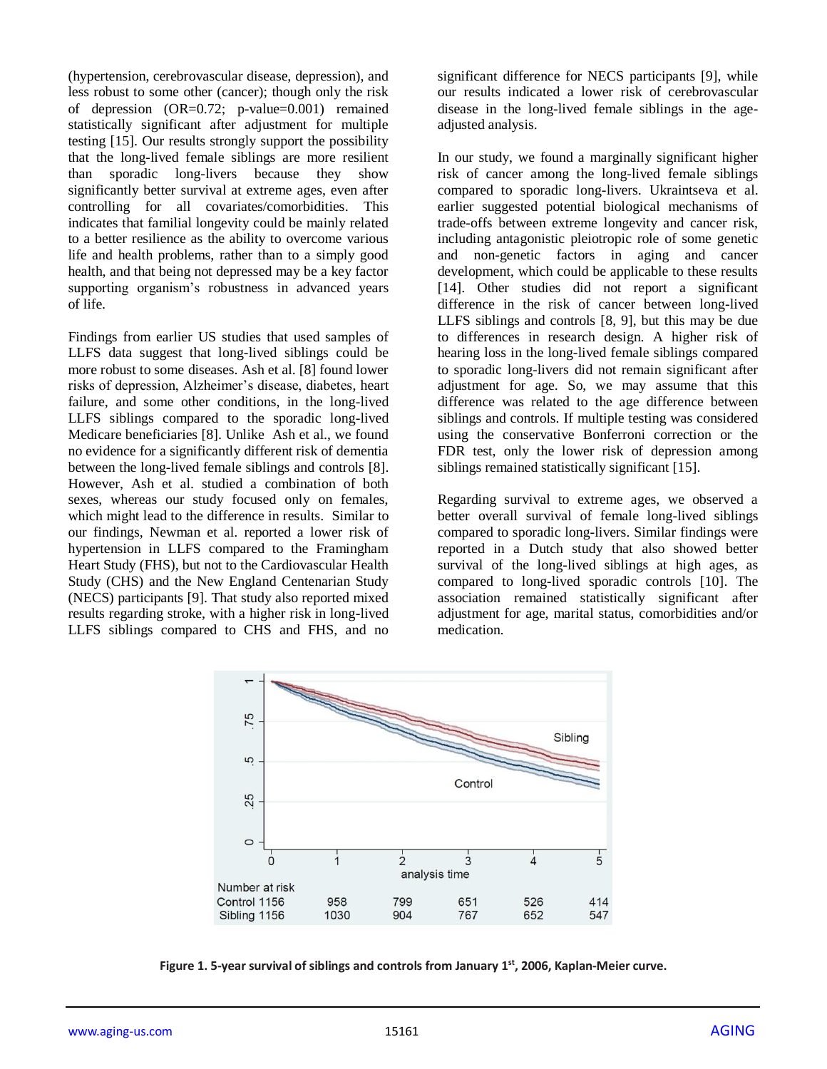(hypertension, cerebrovascular disease, depression), and less robust to some other (cancer); though only the risk of depression (OR=0.72; p-value=0.001) remained statistically significant after adjustment for multiple testing [15]. Our results strongly support the possibility that the long-lived female siblings are more resilient than sporadic long-livers because they show significantly better survival at extreme ages, even after controlling for all covariates/comorbidities. This indicates that familial longevity could be mainly related to a better resilience as the ability to overcome various life and health problems, rather than to a simply good health, and that being not depressed may be a key factor supporting organism's robustness in advanced years of life.

Findings from earlier US studies that used samples of LLFS data suggest that long-lived siblings could be more robust to some diseases. Ash et al. [8] found lower risks of depression, Alzheimer's disease, diabetes, heart failure, and some other conditions, in the long-lived LLFS siblings compared to the sporadic long-lived Medicare beneficiaries [8]. Unlike Ash et al., we found no evidence for a significantly different risk of dementia between the long-lived female siblings and controls [8]. However, Ash et al. studied a combination of both sexes, whereas our study focused only on females, which might lead to the difference in results. Similar to our findings, Newman et al. reported a lower risk of hypertension in LLFS compared to the Framingham Heart Study (FHS), but not to the Cardiovascular Health Study (CHS) and the New England Centenarian Study (NECS) participants [9]. That study also reported mixed results regarding stroke, with a higher risk in long-lived LLFS siblings compared to CHS and FHS, and no significant difference for NECS participants [9], while our results indicated a lower risk of cerebrovascular disease in the long-lived female siblings in the age-adjusted analysis.

In our study, we found a marginally significant higher risk of cancer among the long-lived female siblings compared to sporadic long-livers. Ukraintseva et al. earlier suggested potential biological mechanisms of trade-offs between extreme longevity and cancer risk, including antagonistic pleiotropic role of some genetic and non-genetic factors in aging and cancer development, which could be applicable to these results [14]. Other studies did not report a significant difference in the risk of cancer between long-lived LLFS siblings and controls [8, 9], but this may be due to differences in research design. A higher risk of hearing loss in the long-lived female siblings compared to sporadic long-livers did not remain significant after adjustment for age. So, we may assume that this difference was related to the age difference between siblings and controls. If multiple testing was considered using the conservative Bonferroni correction or the FDR test, only the lower risk of depression among siblings remained statistically significant [15].

Regarding survival to extreme ages, we observed a better overall survival of female long-lived siblings compared to sporadic long-livers. Similar findings were reported in a Dutch study that also showed better survival of the long-lived siblings at high ages, as compared to long-lived sporadic controls [10]. The association remained statistically significant after adjustment for age, marital status, comorbidities and/or medication.

| Number at risk | 0 | 1 | 2 | 3 | 4 | 5 |
|---|---|---|---|---|---|---|
| Control | 1156 | 958 | 799 | 651 | 526 | 414 |
| Sibling | 1156 | 1030 | 904 | 767 | 652 | 547 |

**Figure 1. 5-year survival of siblings and controls from January 1st, 2006, Kaplan-Meier curve.**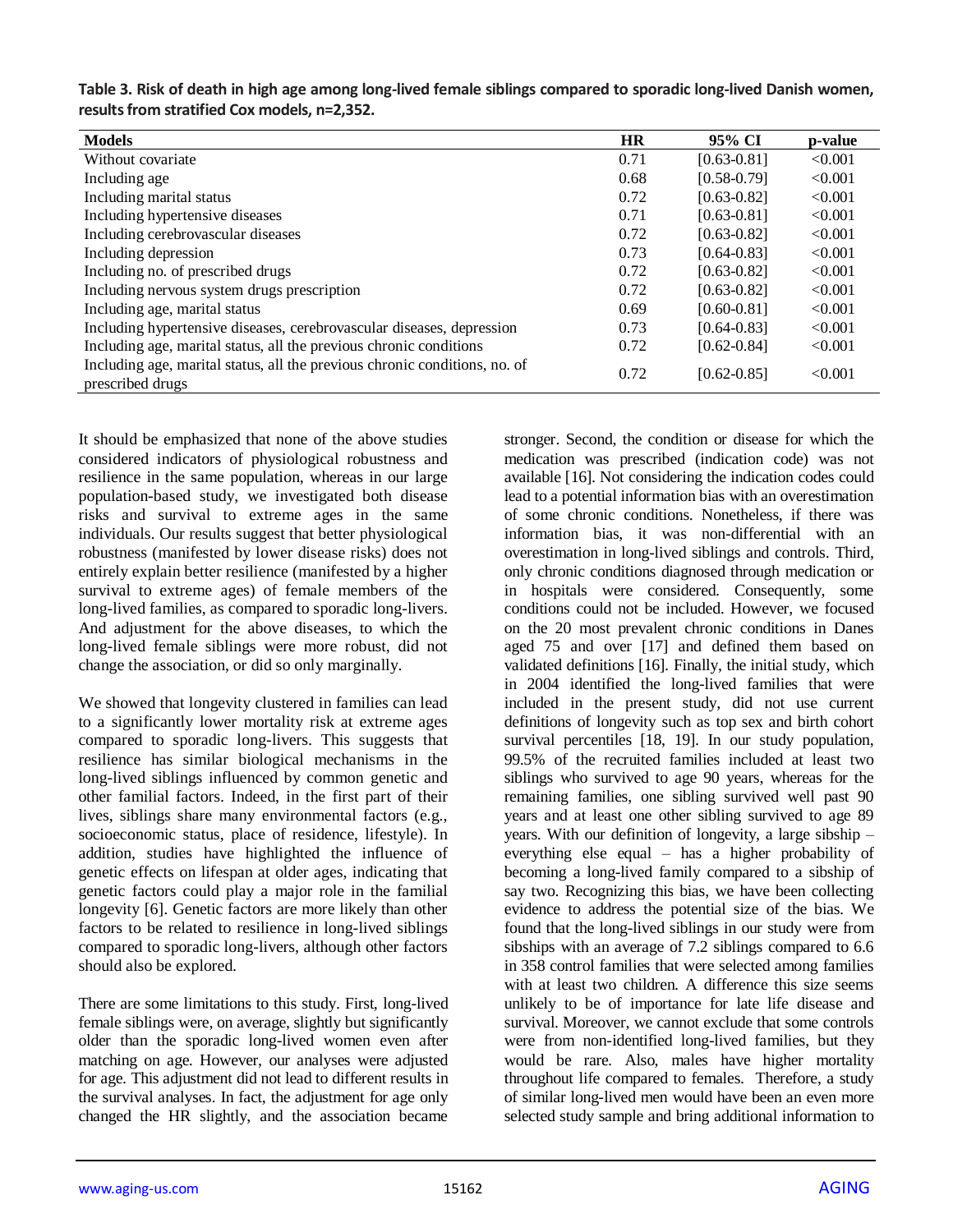**Table 3. Risk of death in high age among long-lived female siblings compared to sporadic long-lived Danish women, results from stratified Cox models, n=2,352.**

| Models | HR | 95% CI | p-value |
|---|---|---|---|
| Without covariate | 0.71 | [0.63-0.81] | <0.001 |
| Including age | 0.68 | [0.58-0.79] | <0.001 |
| Including marital status | 0.72 | [0.63-0.82] | <0.001 |
| Including hypertensive diseases | 0.71 | [0.63-0.81] | <0.001 |
| Including cerebrovascular diseases | 0.72 | [0.63-0.82] | <0.001 |
| Including depression | 0.73 | [0.64-0.83] | <0.001 |
| Including no. of prescribed drugs | 0.72 | [0.63-0.82] | <0.001 |
| Including nervous system drugs prescription | 0.72 | [0.63-0.82] | <0.001 |
| Including age, marital status | 0.69 | [0.60-0.81] | <0.001 |
| Including hypertensive diseases, cerebrovascular diseases, depression | 0.73 | [0.64-0.83] | <0.001 |
| Including age, marital status, all the previous chronic conditions | 0.72 | [0.62-0.84] | <0.001 |
| Including age, marital status, all the previous chronic conditions, no. of prescribed drugs | 0.72 | [0.62-0.85] | <0.001 |

It should be emphasized that none of the above studies considered indicators of physiological robustness and resilience in the same population, whereas in our large population-based study, we investigated both disease risks and survival to extreme ages in the same individuals. Our results suggest that better physiological robustness (manifested by lower disease risks) does not entirely explain better resilience (manifested by a higher survival to extreme ages) of female members of the long-lived families, as compared to sporadic long-livers. And adjustment for the above diseases, to which the long-lived female siblings were more robust, did not change the association, or did so only marginally.

We showed that longevity clustered in families can lead to a significantly lower mortality risk at extreme ages compared to sporadic long-livers. This suggests that resilience has similar biological mechanisms in the long-lived siblings influenced by common genetic and other familial factors. Indeed, in the first part of their lives, siblings share many environmental factors (e.g., socioeconomic status, place of residence, lifestyle). In addition, studies have highlighted the influence of genetic effects on lifespan at older ages, indicating that genetic factors could play a major role in the familial longevity [6]. Genetic factors are more likely than other factors to be related to resilience in long-lived siblings compared to sporadic long-livers, although other factors should also be explored.

There are some limitations to this study. First, long-lived female siblings were, on average, slightly but significantly older than the sporadic long-lived women even after matching on age. However, our analyses were adjusted for age. This adjustment did not lead to different results in the survival analyses. In fact, the adjustment for age only changed the HR slightly, and the association became stronger. Second, the condition or disease for which the medication was prescribed (indication code) was not available [16]. Not considering the indication codes could lead to a potential information bias with an overestimation of some chronic conditions. Nonetheless, if there was information bias, it was non-differential with an overestimation in long-lived siblings and controls. Third, only chronic conditions diagnosed through medication or in hospitals were considered. Consequently, some conditions could not be included. However, we focused on the 20 most prevalent chronic conditions in Danes aged 75 and over [17] and defined them based on validated definitions [16]. Finally, the initial study, which in 2004 identified the long-lived families that were included in the present study, did not use current definitions of longevity such as top sex and birth cohort survival percentiles [18, 19]. In our study population, 99.5% of the recruited families included at least two siblings who survived to age 90 years, whereas for the remaining families, one sibling survived well past 90 years and at least one other sibling survived to age 89 years. With our definition of longevity, a large sibship – everything else equal – has a higher probability of becoming a long-lived family compared to a sibship of say two. Recognizing this bias, we have been collecting evidence to address the potential size of the bias. We found that the long-lived siblings in our study were from sibships with an average of 7.2 siblings compared to 6.6 in 358 control families that were selected among families with at least two children. A difference this size seems unlikely to be of importance for late life disease and survival. Moreover, we cannot exclude that some controls were from non-identified long-lived families, but they would be rare. Also, males have higher mortality throughout life compared to females. Therefore, a study of similar long-lived men would have been an even more selected study sample and bring additional information to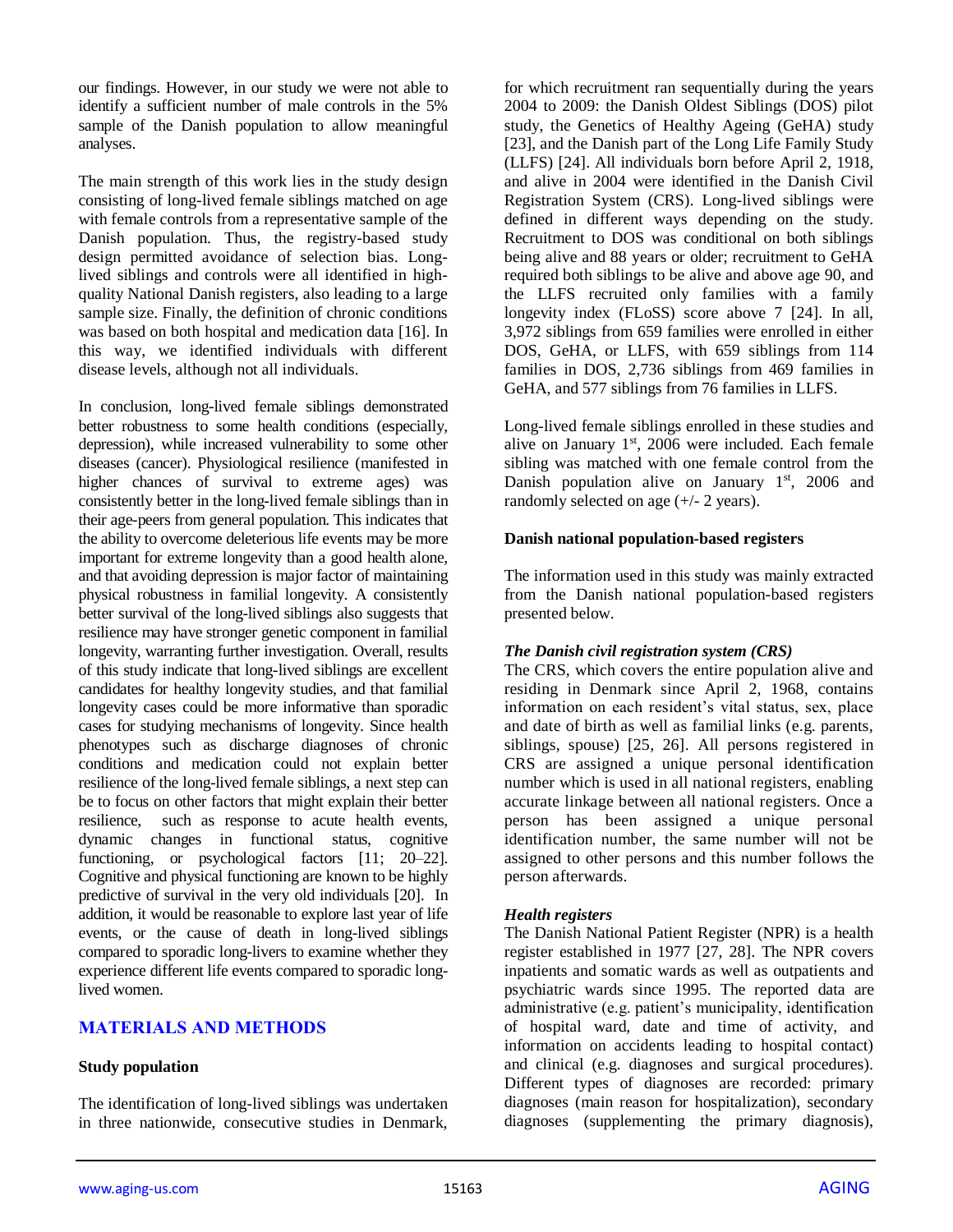our findings. However, in our study we were not able to identify a sufficient number of male controls in the 5% sample of the Danish population to allow meaningful analyses.

The main strength of this work lies in the study design consisting of long-lived female siblings matched on age with female controls from a representative sample of the Danish population. Thus, the registry-based study design permitted avoidance of selection bias. Long-lived siblings and controls were all identified in high-quality National Danish registers, also leading to a large sample size. Finally, the definition of chronic conditions was based on both hospital and medication data [16]. In this way, we identified individuals with different disease levels, although not all individuals.

In conclusion, long-lived female siblings demonstrated better robustness to some health conditions (especially, depression), while increased vulnerability to some other diseases (cancer). Physiological resilience (manifested in higher chances of survival to extreme ages) was consistently better in the long-lived female siblings than in their age-peers from general population. This indicates that the ability to overcome deleterious life events may be more important for extreme longevity than a good health alone, and that avoiding depression is major factor of maintaining physical robustness in familial longevity. A consistently better survival of the long-lived siblings also suggests that resilience may have stronger genetic component in familial longevity, warranting further investigation. Overall, results of this study indicate that long-lived siblings are excellent candidates for healthy longevity studies, and that familial longevity cases could be more informative than sporadic cases for studying mechanisms of longevity. Since health phenotypes such as discharge diagnoses of chronic conditions and medication could not explain better resilience of the long-lived female siblings, a next step can be to focus on other factors that might explain their better resilience, such as response to acute health events, dynamic changes in functional status, cognitive functioning, or psychological factors [11; 20–22]. Cognitive and physical functioning are known to be highly predictive of survival in the very old individuals [20]. In addition, it would be reasonable to explore last year of life events, or the cause of death in long-lived siblings compared to sporadic long-livers to examine whether they experience different life events compared to sporadic long-lived women.

## MATERIALS AND METHODS

### Study population

The identification of long-lived siblings was undertaken in three nationwide, consecutive studies in Denmark, for which recruitment ran sequentially during the years 2004 to 2009: the Danish Oldest Siblings (DOS) pilot study, the Genetics of Healthy Ageing (GeHA) study [23], and the Danish part of the Long Life Family Study (LLFS) [24]. All individuals born before April 2, 1918, and alive in 2004 were identified in the Danish Civil Registration System (CRS). Long-lived siblings were defined in different ways depending on the study. Recruitment to DOS was conditional on both siblings being alive and 88 years or older; recruitment to GeHA required both siblings to be alive and above age 90, and the LLFS recruited only families with a family longevity index (FLoSS) score above 7 [24]. In all, 3,972 siblings from 659 families were enrolled in either DOS, GeHA, or LLFS, with 659 siblings from 114 families in DOS, 2,736 siblings from 469 families in GeHA, and 577 siblings from 76 families in LLFS.

Long-lived female siblings enrolled in these studies and alive on January 1st, 2006 were included. Each female sibling was matched with one female control from the Danish population alive on January 1st, 2006 and randomly selected on age (+/- 2 years).

### Danish national population-based registers

The information used in this study was mainly extracted from the Danish national population-based registers presented below.

#### *The Danish civil registration system (CRS)*

The CRS, which covers the entire population alive and residing in Denmark since April 2, 1968, contains information on each resident's vital status, sex, place and date of birth as well as familial links (e.g. parents, siblings, spouse) [25, 26]. All persons registered in CRS are assigned a unique personal identification number which is used in all national registers, enabling accurate linkage between all national registers. Once a person has been assigned a unique personal identification number, the same number will not be assigned to other persons and this number follows the person afterwards.

#### *Health registers*

The Danish National Patient Register (NPR) is a health register established in 1977 [27, 28]. The NPR covers inpatients and somatic wards as well as outpatients and psychiatric wards since 1995. The reported data are administrative (e.g. patient's municipality, identification of hospital ward, date and time of activity, and information on accidents leading to hospital contact) and clinical (e.g. diagnoses and surgical procedures). Different types of diagnoses are recorded: primary diagnoses (main reason for hospitalization), secondary diagnoses (supplementing the primary diagnosis),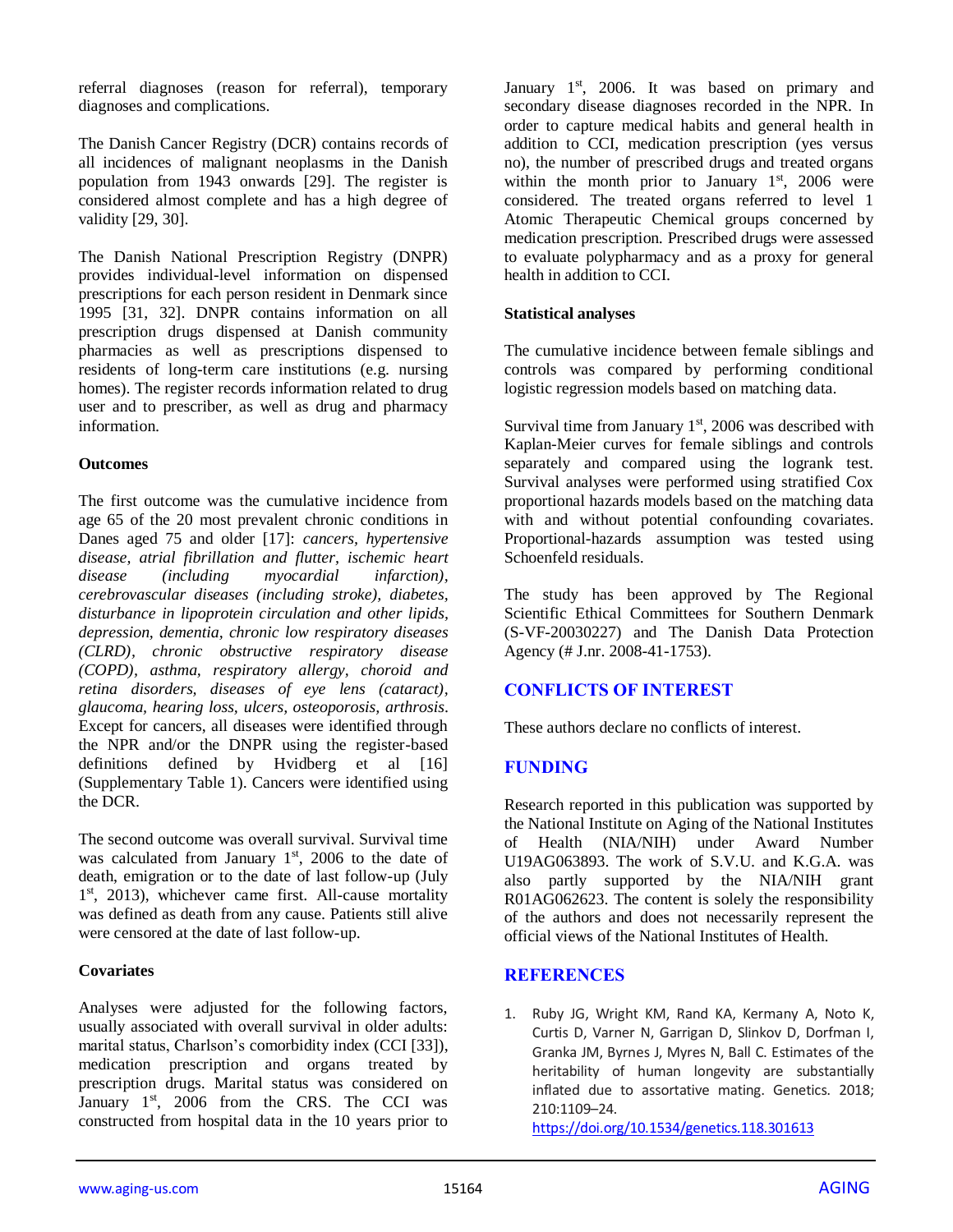referral diagnoses (reason for referral), temporary diagnoses and complications.

The Danish Cancer Registry (DCR) contains records of all incidences of malignant neoplasms in the Danish population from 1943 onwards [29]. The register is considered almost complete and has a high degree of validity [29, 30].

The Danish National Prescription Registry (DNPR) provides individual-level information on dispensed prescriptions for each person resident in Denmark since 1995 [31, 32]. DNPR contains information on all prescription drugs dispensed at Danish community pharmacies as well as prescriptions dispensed to residents of long-term care institutions (e.g. nursing homes). The register records information related to drug user and to prescriber, as well as drug and pharmacy information.

**Outcomes**

The first outcome was the cumulative incidence from age 65 of the 20 most prevalent chronic conditions in Danes aged 75 and older [17]: *cancers, hypertensive disease, atrial fibrillation and flutter, ischemic heart disease (including myocardial infarction), cerebrovascular diseases (including stroke), diabetes, disturbance in lipoprotein circulation and other lipids, depression, dementia, chronic low respiratory diseases (CLRD), chronic obstructive respiratory disease (COPD), asthma, respiratory allergy, choroid and retina disorders, diseases of eye lens (cataract), glaucoma, hearing loss, ulcers, osteoporosis, arthrosis*. Except for cancers, all diseases were identified through the NPR and/or the DNPR using the register-based definitions defined by Hvidberg et al [16] (Supplementary Table 1). Cancers were identified using the DCR.

The second outcome was overall survival. Survival time was calculated from January 1st, 2006 to the date of death, emigration or to the date of last follow-up (July 1st, 2013), whichever came first. All-cause mortality was defined as death from any cause. Patients still alive were censored at the date of last follow-up.

**Covariates**

Analyses were adjusted for the following factors, usually associated with overall survival in older adults: marital status, Charlson's comorbidity index (CCI [33]), medication prescription and organs treated by prescription drugs. Marital status was considered on January 1st, 2006 from the CRS. The CCI was constructed from hospital data in the 10 years prior to January 1st, 2006. It was based on primary and secondary disease diagnoses recorded in the NPR. In order to capture medical habits and general health in addition to CCI, medication prescription (yes versus no), the number of prescribed drugs and treated organs within the month prior to January 1st, 2006 were considered. The treated organs referred to level 1 Atomic Therapeutic Chemical groups concerned by medication prescription. Prescribed drugs were assessed to evaluate polypharmacy and as a proxy for general health in addition to CCI.

**Statistical analyses**

The cumulative incidence between female siblings and controls was compared by performing conditional logistic regression models based on matching data.

Survival time from January 1st, 2006 was described with Kaplan-Meier curves for female siblings and controls separately and compared using the logrank test. Survival analyses were performed using stratified Cox proportional hazards models based on the matching data with and without potential confounding covariates. Proportional-hazards assumption was tested using Schoenfeld residuals.

The study has been approved by The Regional Scientific Ethical Committees for Southern Denmark (S-VF-20030227) and The Danish Data Protection Agency (# J.nr. 2008-41-1753).

## CONFLICTS OF INTEREST

These authors declare no conflicts of interest.

## FUNDING

Research reported in this publication was supported by the National Institute on Aging of the National Institutes of Health (NIA/NIH) under Award Number U19AG063893. The work of S.V.U. and K.G.A. was also partly supported by the NIA/NIH grant R01AG062623. The content is solely the responsibility of the authors and does not necessarily represent the official views of the National Institutes of Health.

## REFERENCES

1. Ruby JG, Wright KM, Rand KA, Kermany A, Noto K, Curtis D, Varner N, Garrigan D, Slinkov D, Dorfman I, Granka JM, Byrnes J, Myres N, Ball C. Estimates of the heritability of human longevity are substantially inflated due to assortative mating. Genetics. 2018; 210:1109–24. https://doi.org/10.1534/genetics.118.301613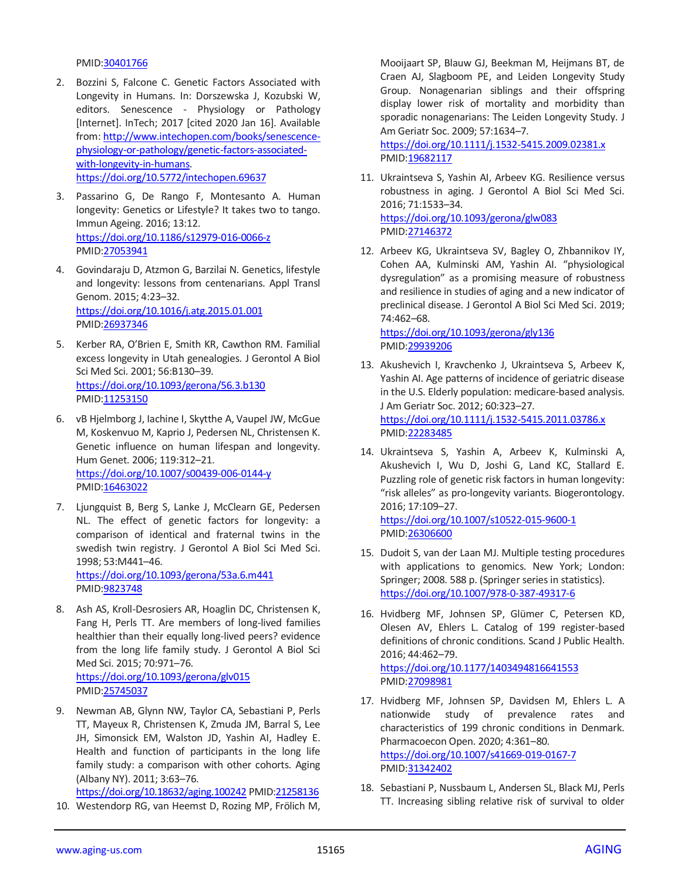PMID:30401766

2. Bozzini S, Falcone C. Genetic Factors Associated with Longevity in Humans. In: Dorszewska J, Kozubski W, editors. Senescence - Physiology or Pathology [Internet]. InTech; 2017 [cited 2020 Jan 16]. Available from: http://www.intechopen.com/books/senescence-physiology-or-pathology/genetic-factors-associated-with-longevity-in-humans. https://doi.org/10.5772/intechopen.69637

3. Passarino G, De Rango F, Montesanto A. Human longevity: Genetics or Lifestyle? It takes two to tango. Immun Ageing. 2016; 13:12. https://doi.org/10.1186/s12979-016-0066-z PMID:27053941

4. Govindaraju D, Atzmon G, Barzilai N. Genetics, lifestyle and longevity: lessons from centenarians. Appl Transl Genom. 2015; 4:23–32. https://doi.org/10.1016/j.atg.2015.01.001 PMID:26937346

5. Kerber RA, O'Brien E, Smith KR, Cawthon RM. Familial excess longevity in Utah genealogies. J Gerontol A Biol Sci Med Sci. 2001; 56:B130–39. https://doi.org/10.1093/gerona/56.3.b130 PMID:11253150

6. vB Hjelmborg J, Iachine I, Skytthe A, Vaupel JW, McGue M, Koskenvuo M, Kaprio J, Pedersen NL, Christensen K. Genetic influence on human lifespan and longevity. Hum Genet. 2006; 119:312–21. https://doi.org/10.1007/s00439-006-0144-y PMID:16463022

7. Ljungquist B, Berg S, Lanke J, McClearn GE, Pedersen NL. The effect of genetic factors for longevity: a comparison of identical and fraternal twins in the swedish twin registry. J Gerontol A Biol Sci Med Sci. 1998; 53:M441–46. https://doi.org/10.1093/gerona/53a.6.m441 PMID:9823748

8. Ash AS, Kroll-Desrosiers AR, Hoaglin DC, Christensen K, Fang H, Perls TT. Are members of long-lived families healthier than their equally long-lived peers? evidence from the long life family study. J Gerontol A Biol Sci Med Sci. 2015; 70:971–76. https://doi.org/10.1093/gerona/glv015 PMID:25745037

9. Newman AB, Glynn NW, Taylor CA, Sebastiani P, Perls TT, Mayeux R, Christensen K, Zmuda JM, Barral S, Lee JH, Simonsick EM, Walston JD, Yashin AI, Hadley E. Health and function of participants in the long life family study: a comparison with other cohorts. Aging (Albany NY). 2011; 3:63–76. https://doi.org/10.18632/aging.100242 PMID:21258136

10. Westendorp RG, van Heemst D, Rozing MP, Frölich M, Mooijaart SP, Blauw GJ, Beekman M, Heijmans BT, de Craen AJ, Slagboom PE, and Leiden Longevity Study Group. Nonagenarian siblings and their offspring display lower risk of mortality and morbidity than sporadic nonagenarians: The Leiden Longevity Study. J Am Geriatr Soc. 2009; 57:1634–7. https://doi.org/10.1111/j.1532-5415.2009.02381.x PMID:19682117

11. Ukraintseva S, Yashin AI, Arbeev KG. Resilience versus robustness in aging. J Gerontol A Biol Sci Med Sci. 2016; 71:1533–34. https://doi.org/10.1093/gerona/glw083 PMID:27146372

12. Arbeev KG, Ukraintseva SV, Bagley O, Zhbannikov IY, Cohen AA, Kulminski AM, Yashin AI. "physiological dysregulation" as a promising measure of robustness and resilience in studies of aging and a new indicator of preclinical disease. J Gerontol A Biol Sci Med Sci. 2019; 74:462–68. https://doi.org/10.1093/gerona/gly136 PMID:29939206

13. Akushevich I, Kravchenko J, Ukraintseva S, Arbeev K, Yashin AI. Age patterns of incidence of geriatric disease in the U.S. Elderly population: medicare-based analysis. J Am Geriatr Soc. 2012; 60:323–27. https://doi.org/10.1111/j.1532-5415.2011.03786.x PMID:22283485

14. Ukraintseva S, Yashin A, Arbeev K, Kulminski A, Akushevich I, Wu D, Joshi G, Land KC, Stallard E. Puzzling role of genetic risk factors in human longevity: "risk alleles" as pro-longevity variants. Biogerontology. 2016; 17:109–27. https://doi.org/10.1007/s10522-015-9600-1 PMID:26306600

15. Dudoit S, van der Laan MJ. Multiple testing procedures with applications to genomics. New York; London: Springer; 2008. 588 p. (Springer series in statistics). https://doi.org/10.1007/978-0-387-49317-6

16. Hvidberg MF, Johnsen SP, Glümer C, Petersen KD, Olesen AV, Ehlers L. Catalog of 199 register-based definitions of chronic conditions. Scand J Public Health. 2016; 44:462–79. https://doi.org/10.1177/1403494816641553 PMID:27098981

17. Hvidberg MF, Johnsen SP, Davidsen M, Ehlers L. A nationwide study of prevalence rates and characteristics of 199 chronic conditions in Denmark. Pharmacoecon Open. 2020; 4:361–80. https://doi.org/10.1007/s41669-019-0167-7 PMID:31342402

18. Sebastiani P, Nussbaum L, Andersen SL, Black MJ, Perls TT. Increasing sibling relative risk of survival to older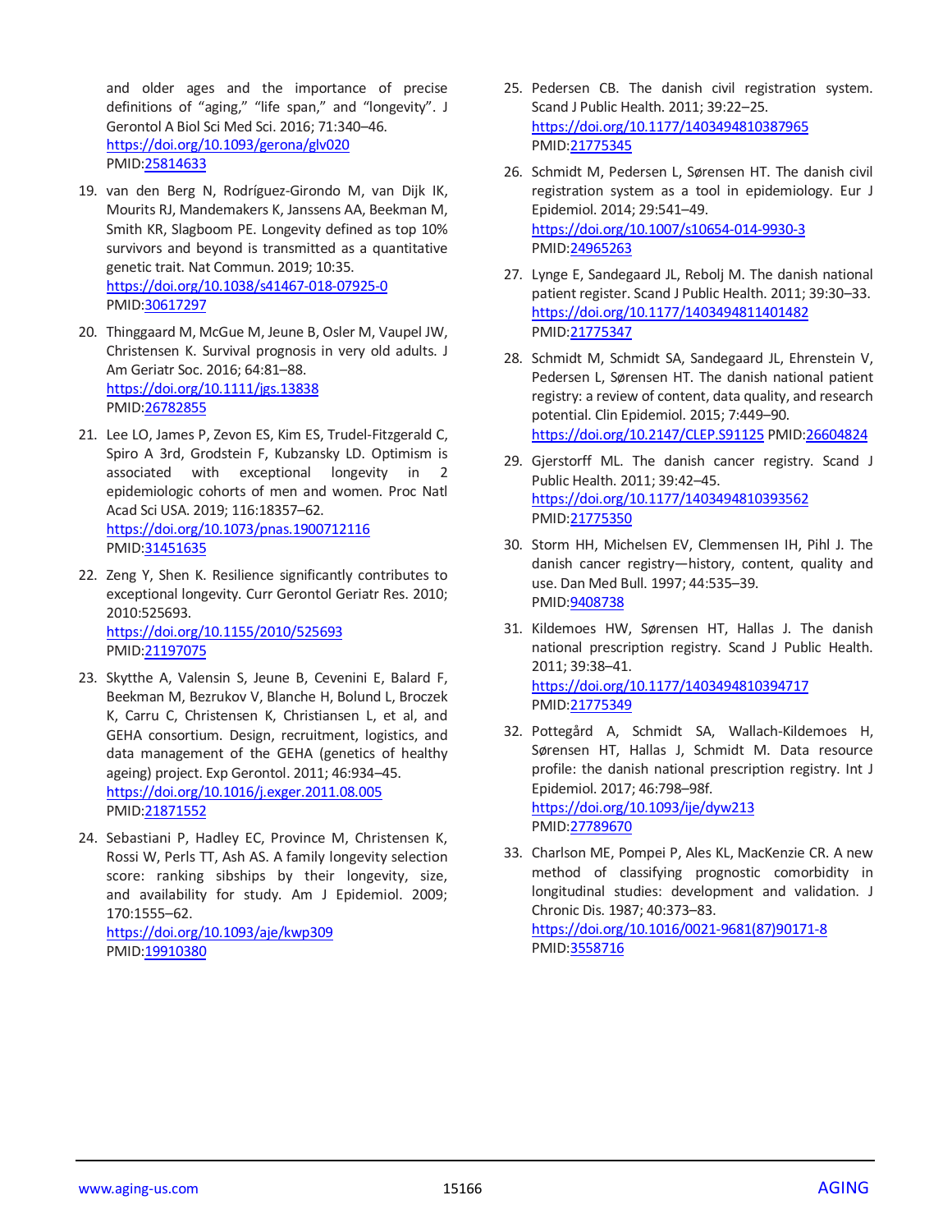and older ages and the importance of precise definitions of "aging," "life span," and "longevity". J Gerontol A Biol Sci Med Sci. 2016; 71:340–46. https://doi.org/10.1093/gerona/glv020 PMID:25814633

19. van den Berg N, Rodríguez-Girondo M, van Dijk IK, Mourits RJ, Mandemakers K, Janssens AA, Beekman M, Smith KR, Slagboom PE. Longevity defined as top 10% survivors and beyond is transmitted as a quantitative genetic trait. Nat Commun. 2019; 10:35. https://doi.org/10.1038/s41467-018-07925-0 PMID:30617297

20. Thinggaard M, McGue M, Jeune B, Osler M, Vaupel JW, Christensen K. Survival prognosis in very old adults. J Am Geriatr Soc. 2016; 64:81–88. https://doi.org/10.1111/jgs.13838 PMID:26782855

21. Lee LO, James P, Zevon ES, Kim ES, Trudel-Fitzgerald C, Spiro A 3rd, Grodstein F, Kubzansky LD. Optimism is associated with exceptional longevity in 2 epidemiologic cohorts of men and women. Proc Natl Acad Sci USA. 2019; 116:18357–62. https://doi.org/10.1073/pnas.1900712116 PMID:31451635

22. Zeng Y, Shen K. Resilience significantly contributes to exceptional longevity. Curr Gerontol Geriatr Res. 2010; 2010:525693. https://doi.org/10.1155/2010/525693 PMID:21197075

23. Skytthe A, Valensin S, Jeune B, Cevenini E, Balard F, Beekman M, Bezrukov V, Blanche H, Bolund L, Broczek K, Carru C, Christensen K, Christiansen L, et al, and GEHA consortium. Design, recruitment, logistics, and data management of the GEHA (genetics of healthy ageing) project. Exp Gerontol. 2011; 46:934–45. https://doi.org/10.1016/j.exger.2011.08.005 PMID:21871552

24. Sebastiani P, Hadley EC, Province M, Christensen K, Rossi W, Perls TT, Ash AS. A family longevity selection score: ranking sibships by their longevity, size, and availability for study. Am J Epidemiol. 2009; 170:1555–62. https://doi.org/10.1093/aje/kwp309 PMID:19910380

25. Pedersen CB. The danish civil registration system. Scand J Public Health. 2011; 39:22–25. https://doi.org/10.1177/1403494810387965 PMID:21775345

26. Schmidt M, Pedersen L, Sørensen HT. The danish civil registration system as a tool in epidemiology. Eur J Epidemiol. 2014; 29:541–49. https://doi.org/10.1007/s10654-014-9930-3 PMID:24965263

27. Lynge E, Sandegaard JL, Rebolj M. The danish national patient register. Scand J Public Health. 2011; 39:30–33. https://doi.org/10.1177/1403494811401482 PMID:21775347

28. Schmidt M, Schmidt SA, Sandegaard JL, Ehrenstein V, Pedersen L, Sørensen HT. The danish national patient registry: a review of content, data quality, and research potential. Clin Epidemiol. 2015; 7:449–90. https://doi.org/10.2147/CLEP.S91125 PMID:26604824

29. Gjerstorff ML. The danish cancer registry. Scand J Public Health. 2011; 39:42–45. https://doi.org/10.1177/1403494810393562 PMID:21775350

30. Storm HH, Michelsen EV, Clemmensen IH, Pihl J. The danish cancer registry—history, content, quality and use. Dan Med Bull. 1997; 44:535–39. PMID:9408738

31. Kildemoes HW, Sørensen HT, Hallas J. The danish national prescription registry. Scand J Public Health. 2011; 39:38–41. https://doi.org/10.1177/1403494810394717 PMID:21775349

32. Pottegård A, Schmidt SA, Wallach-Kildemoes H, Sørensen HT, Hallas J, Schmidt M. Data resource profile: the danish national prescription registry. Int J Epidemiol. 2017; 46:798–98f. https://doi.org/10.1093/ije/dyw213 PMID:27789670

33. Charlson ME, Pompei P, Ales KL, MacKenzie CR. A new method of classifying prognostic comorbidity in longitudinal studies: development and validation. J Chronic Dis. 1987; 40:373–83. https://doi.org/10.1016/0021-9681(87)90171-8 PMID:3558716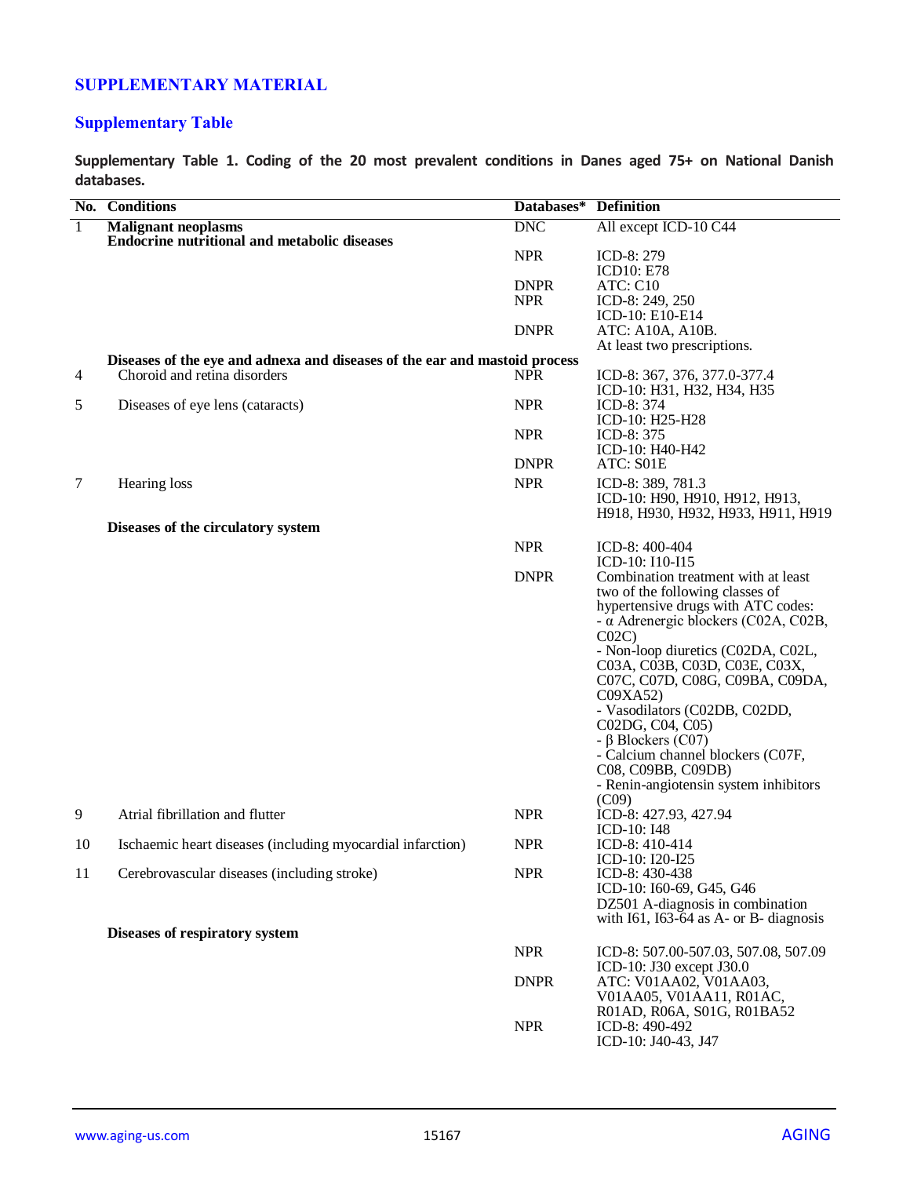## SUPPLEMENTARY MATERIAL

### Supplementary Table

**Supplementary Table 1. Coding of the 20 most prevalent conditions in Danes aged 75+ on National Danish databases.**

| No. | Conditions | Databases* | Definition |
|---|---|---|---|
| 1 | **Malignant neoplasms** | DNC | All except ICD-10 C44 |
| | **Endocrine nutritional and metabolic diseases** | | |
| | | NPR | ICD-8: 279<br>ICD10: E78 |
| | | DNPR | ATC: C10 |
| | | NPR | ICD-8: 249, 250<br>ICD-10: E10-E14 |
| | | DNPR | ATC: A10A, A10B.<br>At least two prescriptions. |
| | **Diseases of the eye and adnexa and diseases of the ear and mastoid process** | | |
| 4 | Choroid and retina disorders | NPR | ICD-8: 367, 376, 377.0-377.4<br>ICD-10: H31, H32, H34, H35 |
| 5 | Diseases of eye lens (cataracts) | NPR | ICD-8: 374<br>ICD-10: H25-H28 |
| | | NPR | ICD-8: 375<br>ICD-10: H40-H42 |
| | | DNPR | ATC: S01E |
| 7 | Hearing loss | NPR | ICD-8: 389, 781.3<br>ICD-10: H90, H910, H912, H913, H918, H930, H932, H933, H911, H919 |
| | **Diseases of the circulatory system** | | |
| | | NPR | ICD-8: 400-404<br>ICD-10: I10-I15 |
| | | DNPR | Combination treatment with at least two of the following classes of hypertensive drugs with ATC codes:<br>- α Adrenergic blockers (C02A, C02B, C02C)<br>- Non-loop diuretics (C02DA, C02L, C03A, C03B, C03D, C03E, C03X, C07C, C07D, C08G, C09BA, C09DA, C09XA52)<br>- Vasodilators (C02DB, C02DD, C02DG, C04, C05)<br>- β Blockers (C07)<br>- Calcium channel blockers (C07F, C08, C09BB, C09DB)<br>- Renin-angiotensin system inhibitors (C09) |
| 9 | Atrial fibrillation and flutter | NPR | ICD-8: 427.93, 427.94<br>ICD-10: I48 |
| 10 | Ischaemic heart diseases (including myocardial infarction) | NPR | ICD-8: 410-414<br>ICD-10: I20-I25 |
| 11 | Cerebrovascular diseases (including stroke) | NPR | ICD-8: 430-438<br>ICD-10: I60-69, G45, G46<br>DZ501 A-diagnosis in combination with I61, I63-64 as A- or B- diagnosis |
| | **Diseases of respiratory system** | | |
| | | NPR | ICD-8: 507.00-507.03, 507.08, 507.09<br>ICD-10: J30 except J30.0 |
| | | DNPR | ATC: V01AA02, V01AA03, V01AA05, V01AA11, R01AC, R01AD, R06A, S01G, R01BA52 |
| | | NPR | ICD-8: 490-492<br>ICD-10: J40-43, J47 |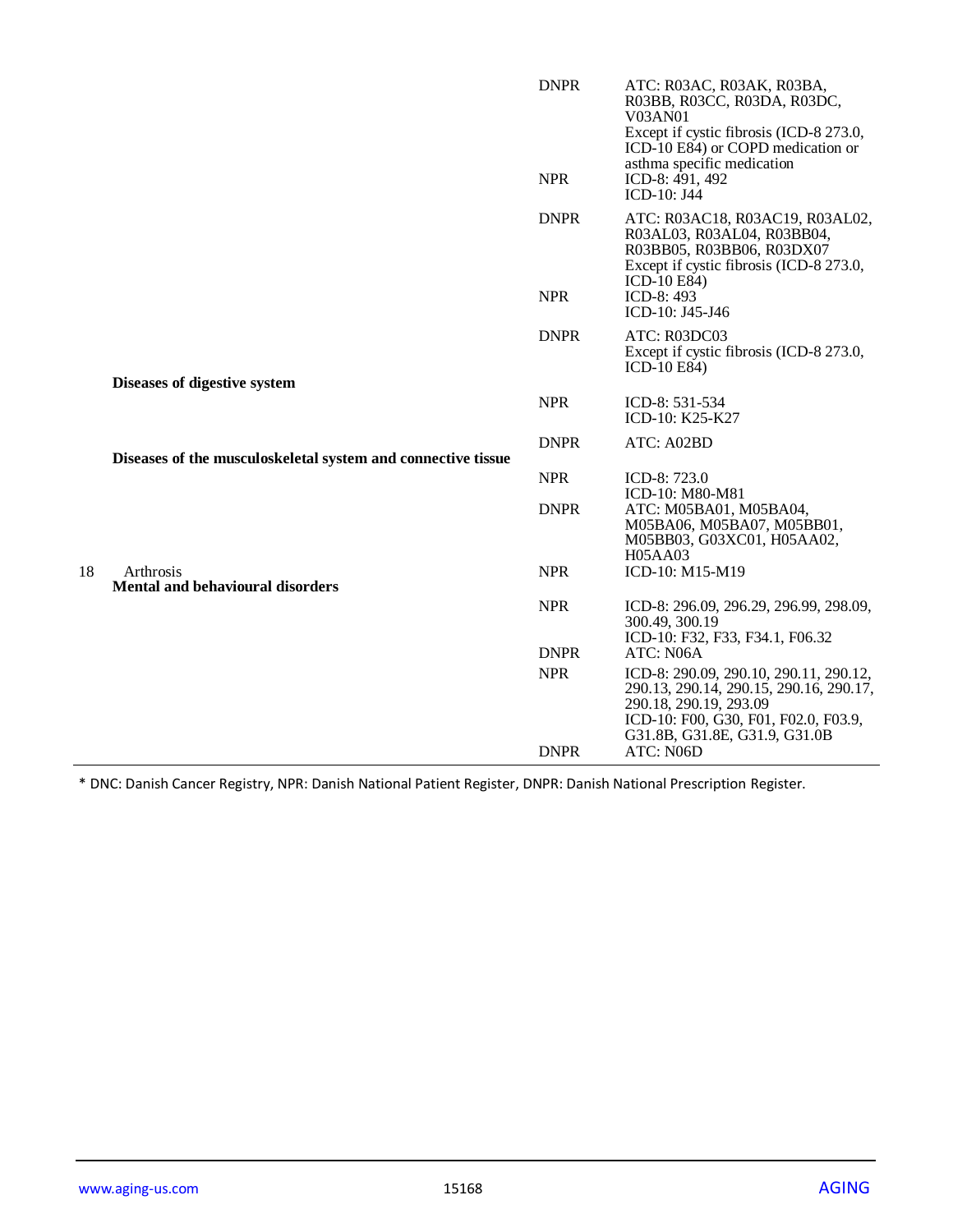| | | | |
|---|---|---|---|
| | | DNPR | ATC: R03AC, R03AK, R03BA, R03BB, R03CC, R03DA, R03DC, V03AN01<br>Except if cystic fibrosis (ICD-8 273.0, ICD-10 E84) or COPD medication or asthma specific medication |
| | | NPR | ICD-8: 491, 492<br>ICD-10: J44 |
| | | DNPR | ATC: R03AC18, R03AC19, R03AL02, R03AL03, R03AL04, R03BB04, R03BB05, R03BB06, R03DX07<br>Except if cystic fibrosis (ICD-8 273.0, ICD-10 E84) |
| | | NPR | ICD-8: 493<br>ICD-10: J45-J46 |
| | | DNPR | ATC: R03DC03<br>Except if cystic fibrosis (ICD-8 273.0, ICD-10 E84) |
| | **Diseases of digestive system** | | |
| | | NPR | ICD-8: 531-534<br>ICD-10: K25-K27 |
| | | DNPR | ATC: A02BD |
| | **Diseases of the musculoskeletal system and connective tissue** | | |
| | | NPR | ICD-8: 723.0<br>ICD-10: M80-M81 |
| | | DNPR | ATC: M05BA01, M05BA04, M05BA06, M05BA07, M05BB01, M05BB03, G03XC01, H05AA02, H05AA03 |
| 18 | Arthrosis | NPR | ICD-10: M15-M19 |
| | **Mental and behavioural disorders** | | |
| | | NPR | ICD-8: 296.09, 296.29, 296.99, 298.09, 300.49, 300.19<br>ICD-10: F32, F33, F34.1, F06.32 |
| | | DNPR | ATC: N06A |
| | | NPR | ICD-8: 290.09, 290.10, 290.11, 290.12, 290.13, 290.14, 290.15, 290.16, 290.17, 290.18, 290.19, 293.09<br>ICD-10: F00, G30, F01, F02.0, F03.9, G31.8B, G31.8E, G31.9, G31.0B |
| | | DNPR | ATC: N06D |

* DNC: Danish Cancer Registry, NPR: Danish National Patient Register, DNPR: Danish National Prescription Register.